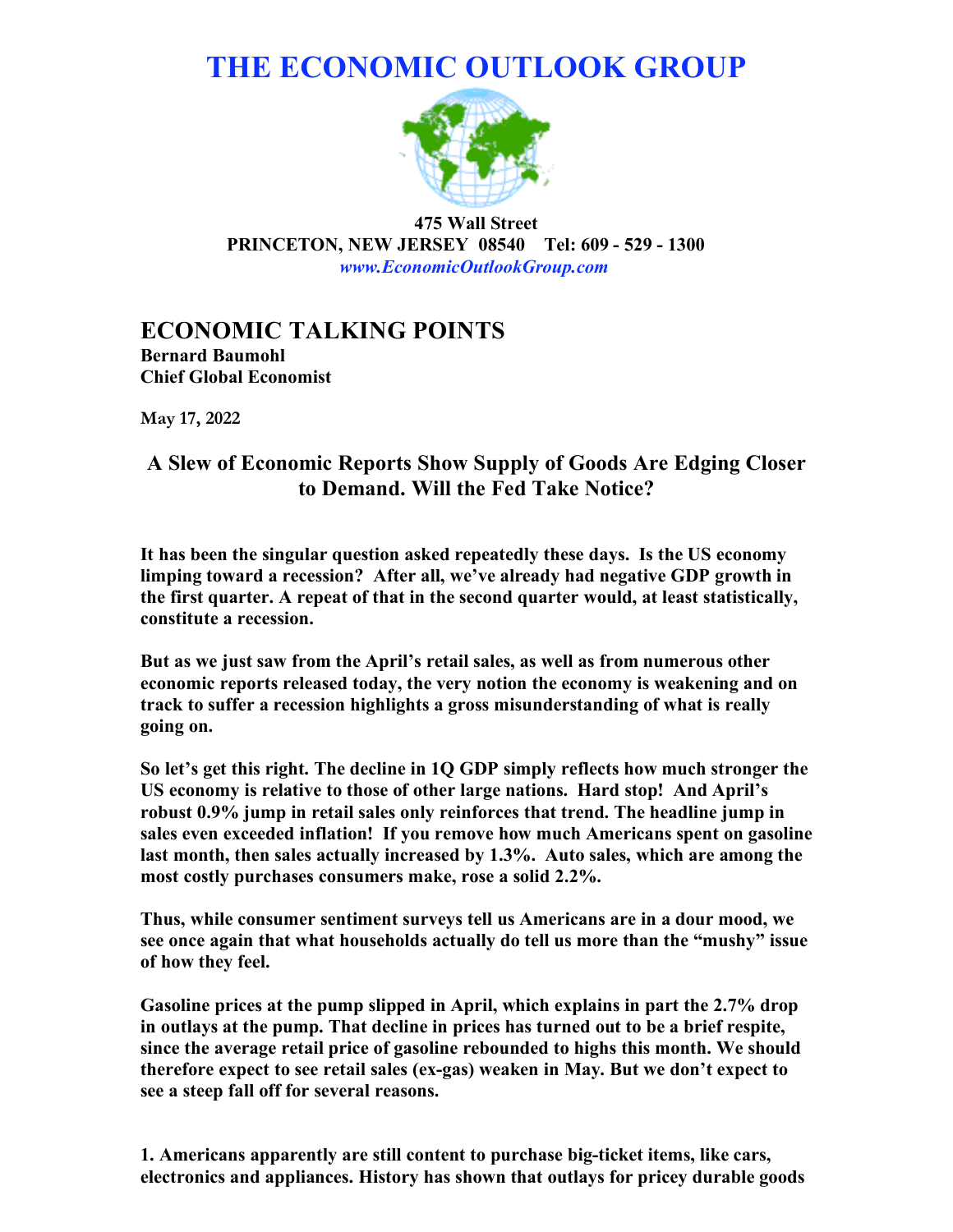# THE ECONOMIC OUTLOOK GROUP

**475 Wall Street**
**PRINCETON, NEW JERSEY 08540 Tel: 609 - 529 - 1300**
*www.EconomicOutlookGroup.com*

## ECONOMIC TALKING POINTS

**Bernard Baumohl**
**Chief Global Economist**

**May 17, 2022**

### A Slew of Economic Reports Show Supply of Goods Are Edging Closer to Demand. Will the Fed Take Notice?

**It has been the singular question asked repeatedly these days. Is the US economy limping toward a recession? After all, we've already had negative GDP growth in the first quarter. A repeat of that in the second quarter would, at least statistically, constitute a recession.**

**But as we just saw from the April's retail sales, as well as from numerous other economic reports released today, the very notion the economy is weakening and on track to suffer a recession highlights a gross misunderstanding of what is really going on.**

**So let's get this right. The decline in 1Q GDP simply reflects how much stronger the US economy is relative to those of other large nations. Hard stop! And April's robust 0.9% jump in retail sales only reinforces that trend. The headline jump in sales even exceeded inflation! If you remove how much Americans spent on gasoline last month, then sales actually increased by 1.3%. Auto sales, which are among the most costly purchases consumers make, rose a solid 2.2%.**

**Thus, while consumer sentiment surveys tell us Americans are in a dour mood, we see once again that what households actually do tell us more than the "mushy" issue of how they feel.**

**Gasoline prices at the pump slipped in April, which explains in part the 2.7% drop in outlays at the pump. That decline in prices has turned out to be a brief respite, since the average retail price of gasoline rebounded to highs this month. We should therefore expect to see retail sales (ex-gas) weaken in May. But we don't expect to see a steep fall off for several reasons.**

**1. Americans apparently are still content to purchase big-ticket items, like cars, electronics and appliances. History has shown that outlays for pricey durable goods**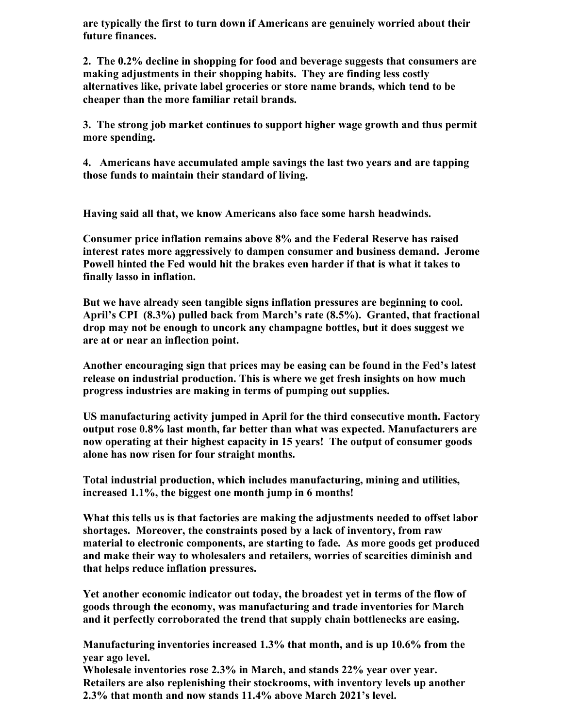**are typically the first to turn down if Americans are genuinely worried about their future finances.**

**2. The 0.2% decline in shopping for food and beverage suggests that consumers are making adjustments in their shopping habits. They are finding less costly alternatives like, private label groceries or store name brands, which tend to be cheaper than the more familiar retail brands.**

**3. The strong job market continues to support higher wage growth and thus permit more spending.**

**4. Americans have accumulated ample savings the last two years and are tapping those funds to maintain their standard of living.**

**Having said all that, we know Americans also face some harsh headwinds.**

**Consumer price inflation remains above 8% and the Federal Reserve has raised interest rates more aggressively to dampen consumer and business demand. Jerome Powell hinted the Fed would hit the brakes even harder if that is what it takes to finally lasso in inflation.**

**But we have already seen tangible signs inflation pressures are beginning to cool. April's CPI (8.3%) pulled back from March's rate (8.5%). Granted, that fractional drop may not be enough to uncork any champagne bottles, but it does suggest we are at or near an inflection point.**

**Another encouraging sign that prices may be easing can be found in the Fed's latest release on industrial production. This is where we get fresh insights on how much progress industries are making in terms of pumping out supplies.**

**US manufacturing activity jumped in April for the third consecutive month. Factory output rose 0.8% last month, far better than what was expected. Manufacturers are now operating at their highest capacity in 15 years! The output of consumer goods alone has now risen for four straight months.**

**Total industrial production, which includes manufacturing, mining and utilities, increased 1.1%, the biggest one month jump in 6 months!**

**What this tells us is that factories are making the adjustments needed to offset labor shortages. Moreover, the constraints posed by a lack of inventory, from raw material to electronic components, are starting to fade. As more goods get produced and make their way to wholesalers and retailers, worries of scarcities diminish and that helps reduce inflation pressures.**

**Yet another economic indicator out today, the broadest yet in terms of the flow of goods through the economy, was manufacturing and trade inventories for March and it perfectly corroborated the trend that supply chain bottlenecks are easing.**

**Manufacturing inventories increased 1.3% that month, and is up 10.6% from the year ago level.**
**Wholesale inventories rose 2.3% in March, and stands 22% year over year.**
**Retailers are also replenishing their stockrooms, with inventory levels up another 2.3% that month and now stands 11.4% above March 2021's level.**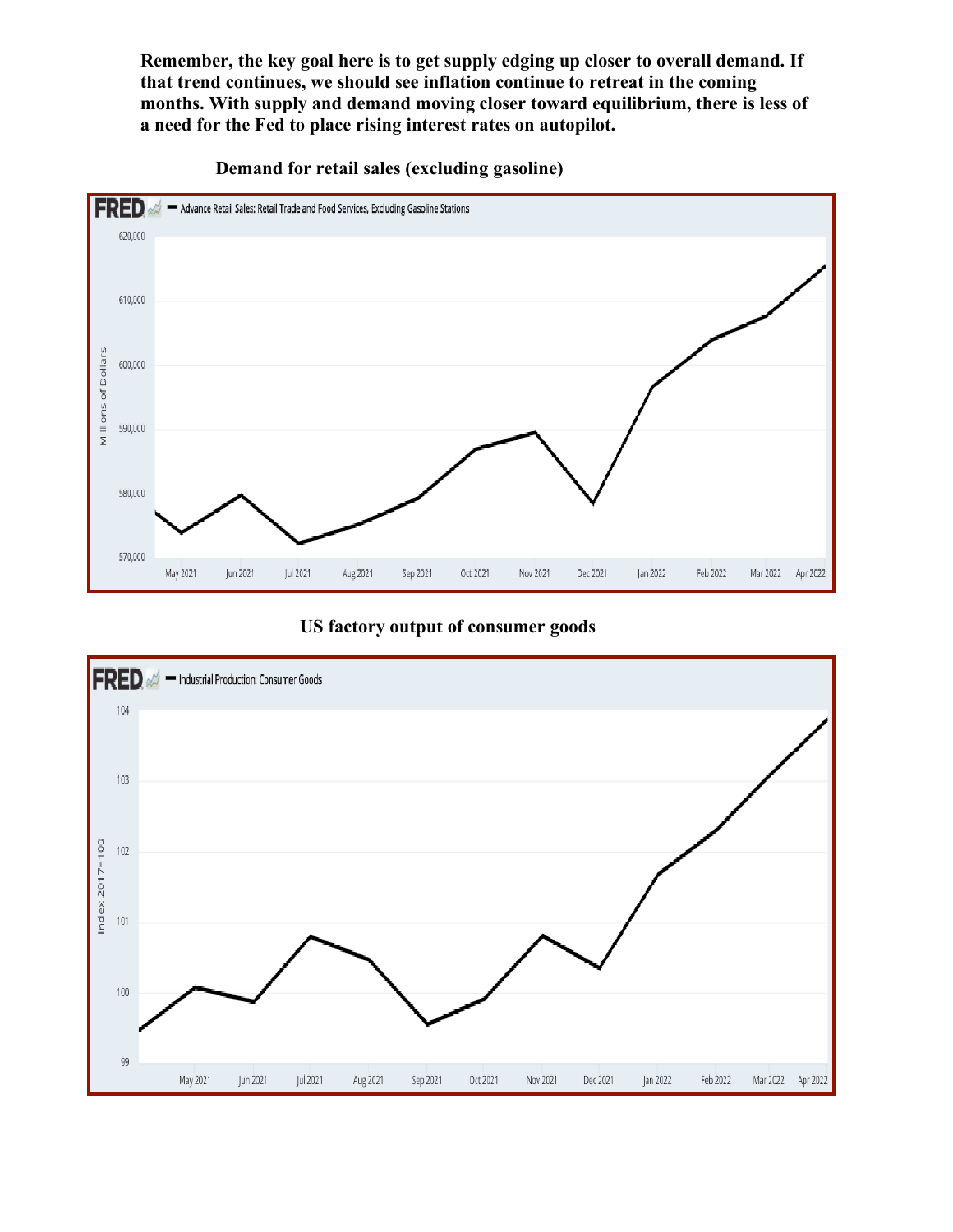**Remember, the key goal here is to get supply edging up closer to overall demand. If that trend continues, we should see inflation continue to retreat in the coming months. With supply and demand moving closer toward equilibrium, there is less of a need for the Fed to place rising interest rates on autopilot.**

**Demand for retail sales (excluding gasoline)**

**US factory output of consumer goods**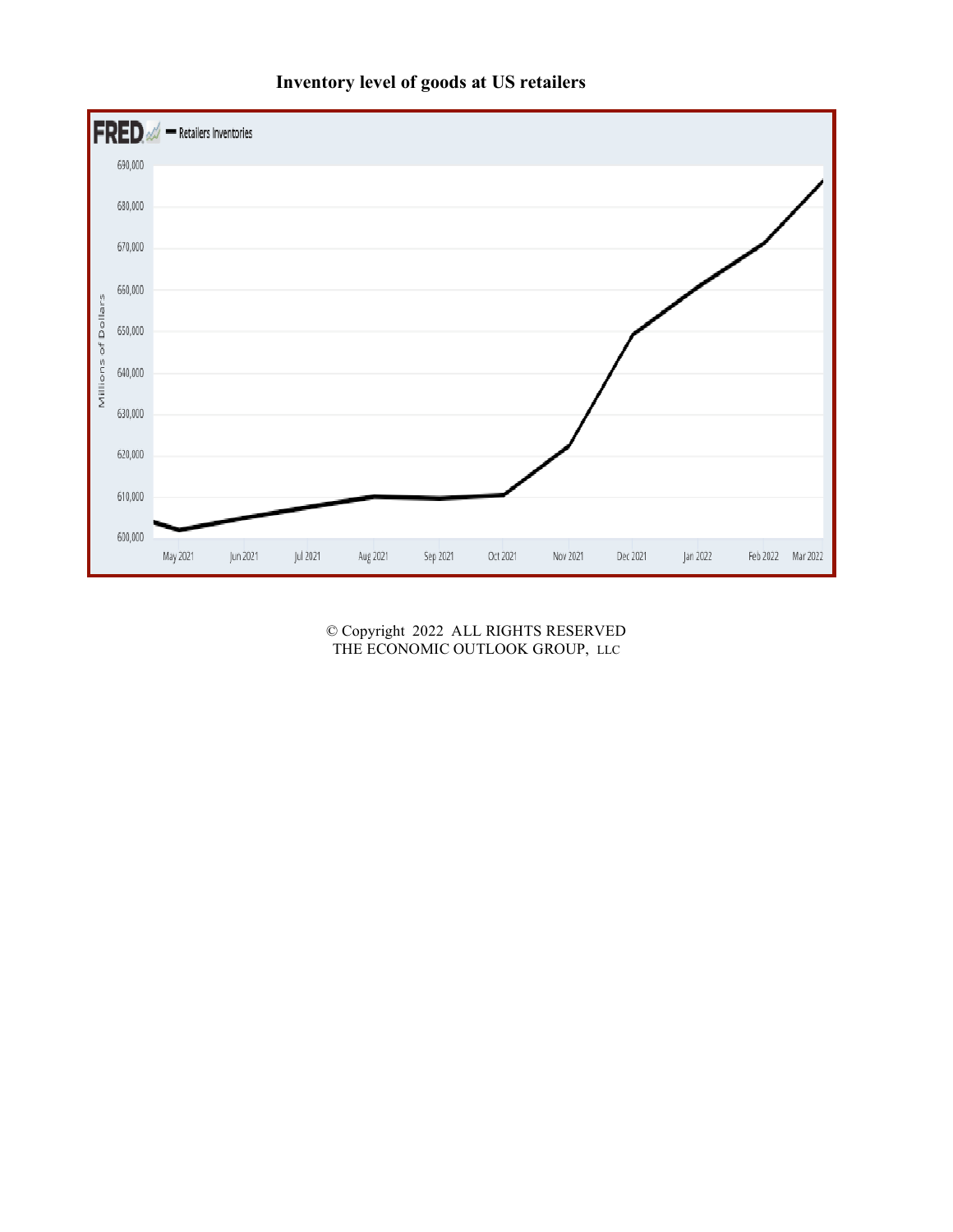**Inventory level of goods at US retailers**

FRED — Retailers Inventories

Millions of Dollars

690,000
680,000
670,000
660,000
650,000
640,000
630,000
620,000
610,000
600,000

May 2021, Jun 2021, Jul 2021, Aug 2021, Sep 2021, Oct 2021, Nov 2021, Dec 2021, Jan 2022, Feb 2022, Mar 2022

© Copyright 2022 ALL RIGHTS RESERVED
THE ECONOMIC OUTLOOK GROUP, LLC